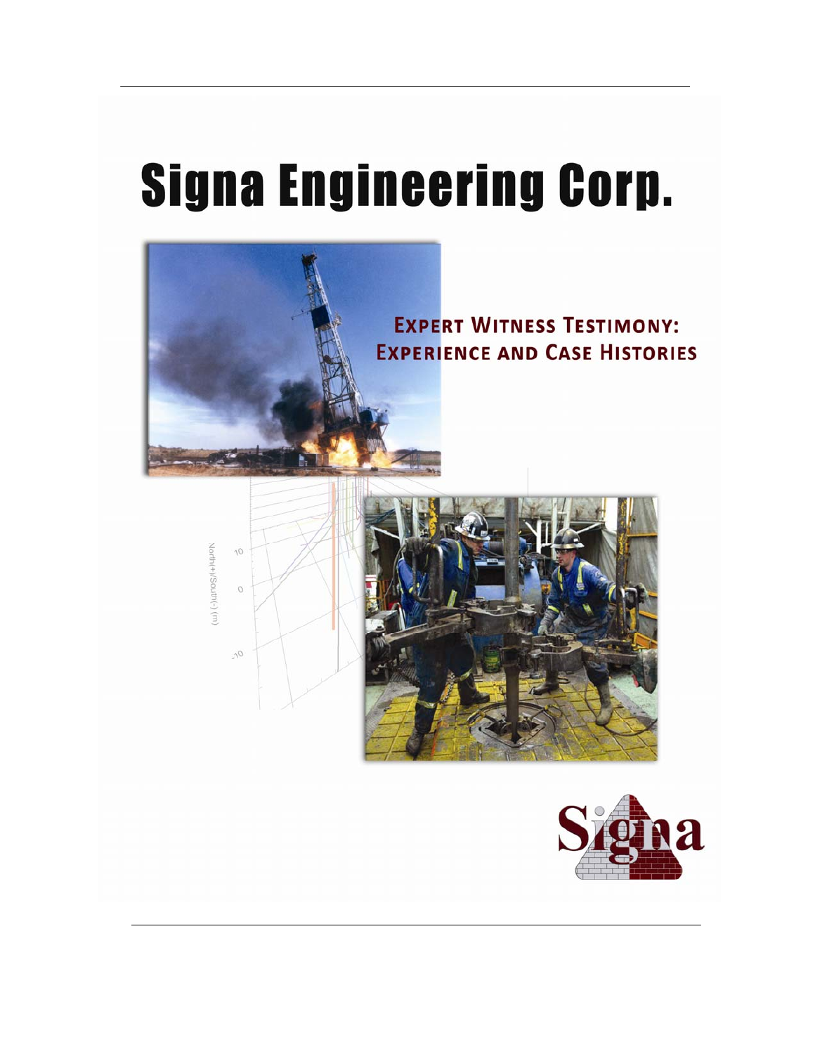# Signa Engineering Corp.

## Expert Witness Testimony: Experience and Case Histories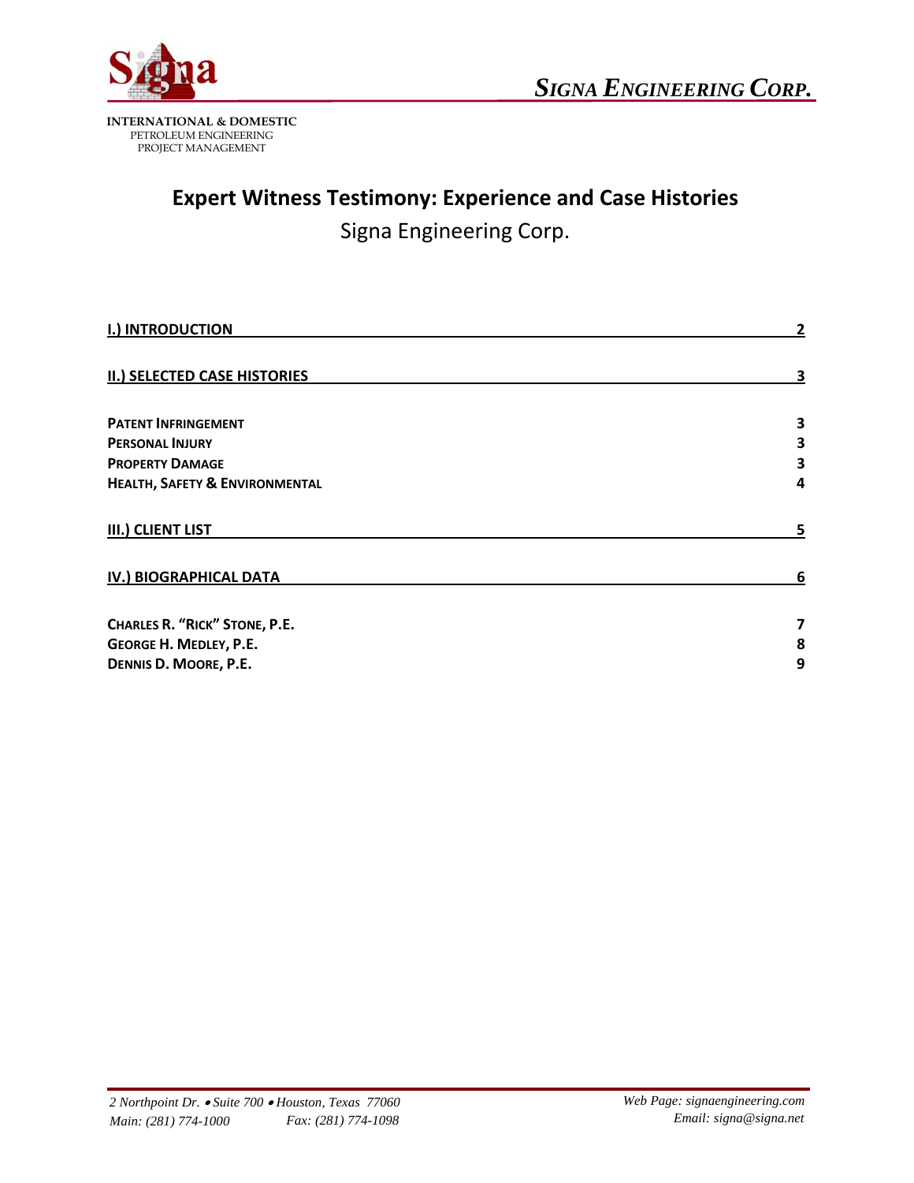INTERNATIONAL & DOMESTIC
PETROLEUM ENGINEERING
PROJECT MANAGEMENT

# Expert Witness Testimony: Experience and Case Histories

Signa Engineering Corp.

| | |
|---|---|
| **I.) INTRODUCTION** | **2** |
| **II.) SELECTED CASE HISTORIES** | **3** |
| **PATENT INFRINGEMENT** | **3** |
| **PERSONAL INJURY** | **3** |
| **PROPERTY DAMAGE** | **3** |
| **HEALTH, SAFETY & ENVIRONMENTAL** | **4** |
| **III.) CLIENT LIST** | **5** |
| **IV.) BIOGRAPHICAL DATA** | **6** |
| **CHARLES R. "RICK" STONE, P.E.** | **7** |
| **GEORGE H. MEDLEY, P.E.** | **8** |
| **DENNIS D. MOORE, P.E.** | **9** |

*2 Northpoint Dr. • Suite 700 • Houston, Texas 77060*
*Main: (281) 774-1000 Fax: (281) 774-1098*
*Web Page: signaengineering.com*
*Email: signa@signa.net*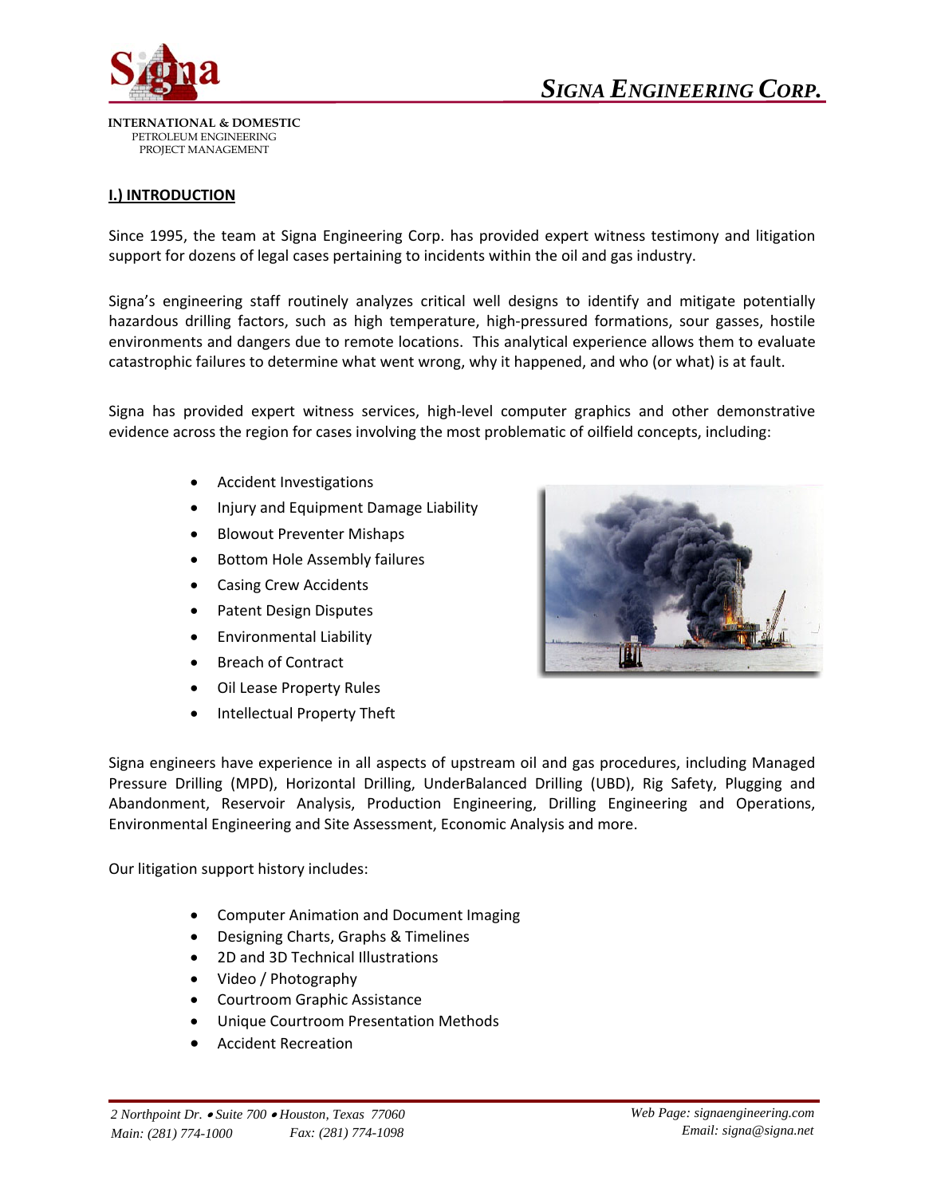# I.) INTRODUCTION

Since 1995, the team at Signa Engineering Corp. has provided expert witness testimony and litigation support for dozens of legal cases pertaining to incidents within the oil and gas industry.

Signa's engineering staff routinely analyzes critical well designs to identify and mitigate potentially hazardous drilling factors, such as high temperature, high-pressured formations, sour gasses, hostile environments and dangers due to remote locations. This analytical experience allows them to evaluate catastrophic failures to determine what went wrong, why it happened, and who (or what) is at fault.

Signa has provided expert witness services, high-level computer graphics and other demonstrative evidence across the region for cases involving the most problematic of oilfield concepts, including:

- Accident Investigations
- Injury and Equipment Damage Liability
- Blowout Preventer Mishaps
- Bottom Hole Assembly failures
- Casing Crew Accidents
- Patent Design Disputes
- Environmental Liability
- Breach of Contract
- Oil Lease Property Rules
- Intellectual Property Theft

Signa engineers have experience in all aspects of upstream oil and gas procedures, including Managed Pressure Drilling (MPD), Horizontal Drilling, UnderBalanced Drilling (UBD), Rig Safety, Plugging and Abandonment, Reservoir Analysis, Production Engineering, Drilling Engineering and Operations, Environmental Engineering and Site Assessment, Economic Analysis and more.

Our litigation support history includes:

- Computer Animation and Document Imaging
- Designing Charts, Graphs & Timelines
- 2D and 3D Technical Illustrations
- Video / Photography
- Courtroom Graphic Assistance
- Unique Courtroom Presentation Methods
- Accident Recreation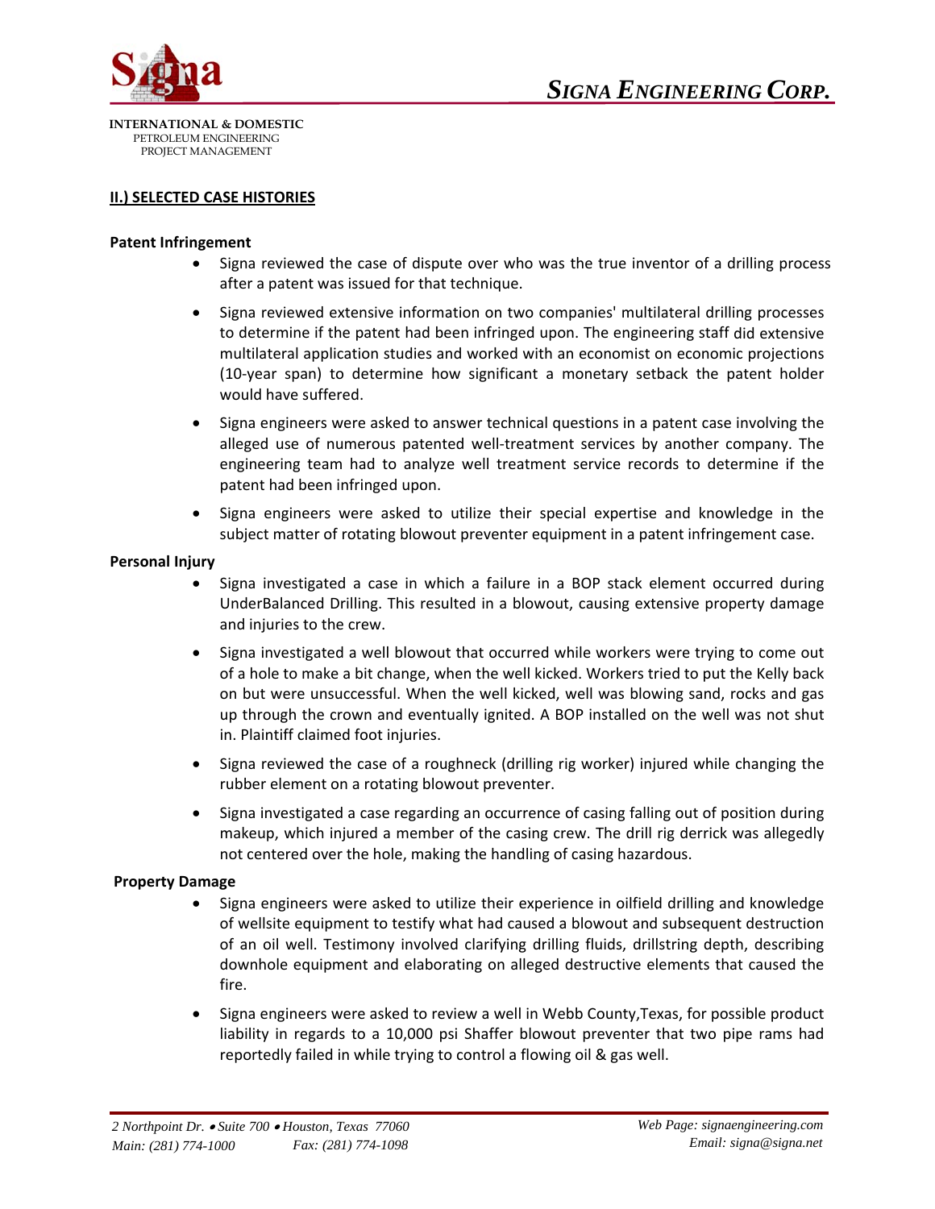## II.) SELECTED CASE HISTORIES

**Patent Infringement**

- Signa reviewed the case of dispute over who was the true inventor of a drilling process after a patent was issued for that technique.
- Signa reviewed extensive information on two companies' multilateral drilling processes to determine if the patent had been infringed upon. The engineering staff did extensive multilateral application studies and worked with an economist on economic projections (10-year span) to determine how significant a monetary setback the patent holder would have suffered.
- Signa engineers were asked to answer technical questions in a patent case involving the alleged use of numerous patented well-treatment services by another company. The engineering team had to analyze well treatment service records to determine if the patent had been infringed upon.
- Signa engineers were asked to utilize their special expertise and knowledge in the subject matter of rotating blowout preventer equipment in a patent infringement case.

**Personal Injury**

- Signa investigated a case in which a failure in a BOP stack element occurred during UnderBalanced Drilling. This resulted in a blowout, causing extensive property damage and injuries to the crew.
- Signa investigated a well blowout that occurred while workers were trying to come out of a hole to make a bit change, when the well kicked. Workers tried to put the Kelly back on but were unsuccessful. When the well kicked, well was blowing sand, rocks and gas up through the crown and eventually ignited. A BOP installed on the well was not shut in. Plaintiff claimed foot injuries.
- Signa reviewed the case of a roughneck (drilling rig worker) injured while changing the rubber element on a rotating blowout preventer.
- Signa investigated a case regarding an occurrence of casing falling out of position during makeup, which injured a member of the casing crew. The drill rig derrick was allegedly not centered over the hole, making the handling of casing hazardous.

**Property Damage**

- Signa engineers were asked to utilize their experience in oilfield drilling and knowledge of wellsite equipment to testify what had caused a blowout and subsequent destruction of an oil well. Testimony involved clarifying drilling fluids, drillstring depth, describing downhole equipment and elaborating on alleged destructive elements that caused the fire.
- Signa engineers were asked to review a well in Webb County,Texas, for possible product liability in regards to a 10,000 psi Shaffer blowout preventer that two pipe rams had reportedly failed in while trying to control a flowing oil & gas well.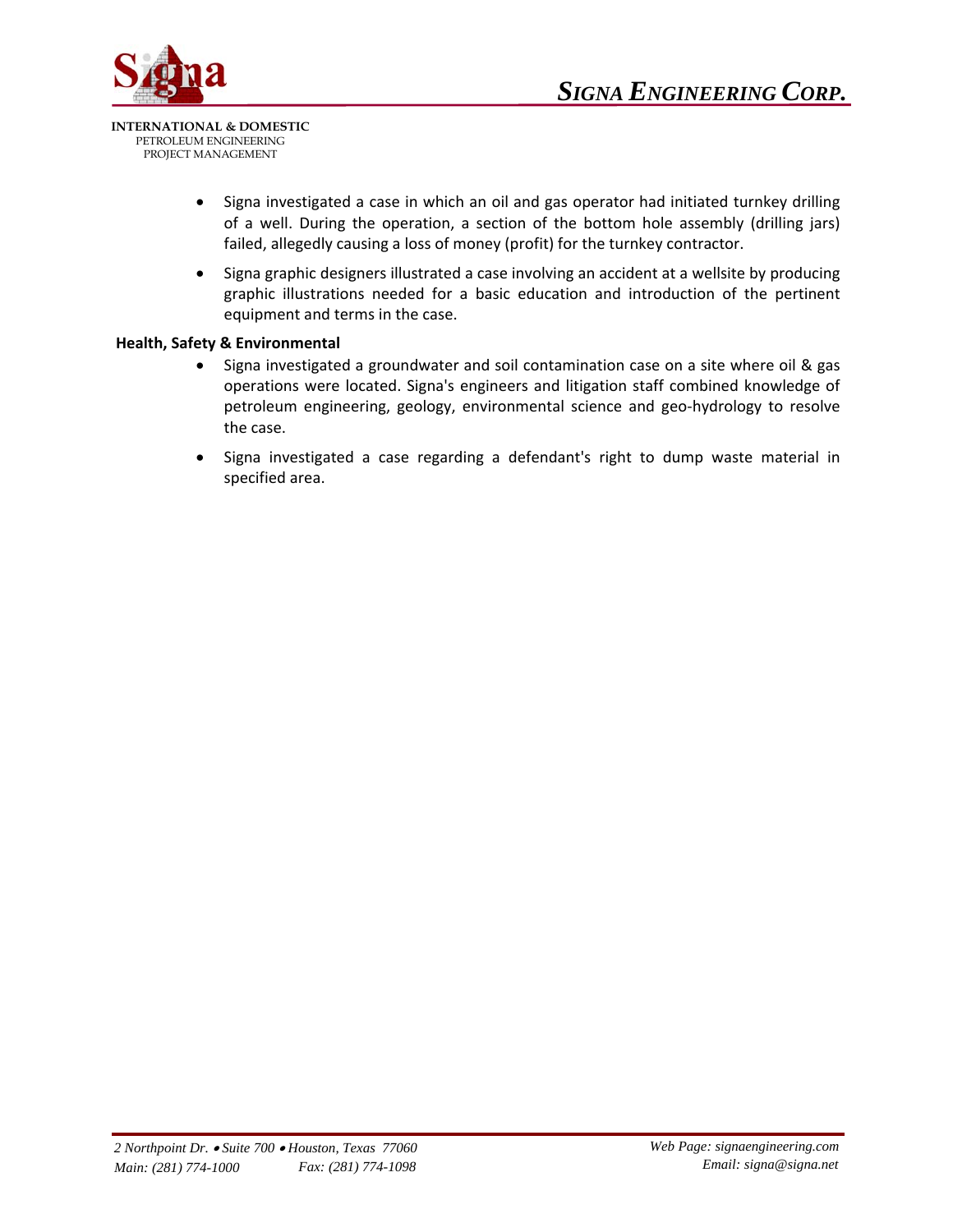- Signa investigated a case in which an oil and gas operator had initiated turnkey drilling of a well. During the operation, a section of the bottom hole assembly (drilling jars) failed, allegedly causing a loss of money (profit) for the turnkey contractor.
- Signa graphic designers illustrated a case involving an accident at a wellsite by producing graphic illustrations needed for a basic education and introduction of the pertinent equipment and terms in the case.

**Health, Safety & Environmental**

- Signa investigated a groundwater and soil contamination case on a site where oil & gas operations were located. Signa's engineers and litigation staff combined knowledge of petroleum engineering, geology, environmental science and geo-hydrology to resolve the case.
- Signa investigated a case regarding a defendant's right to dump waste material in specified area.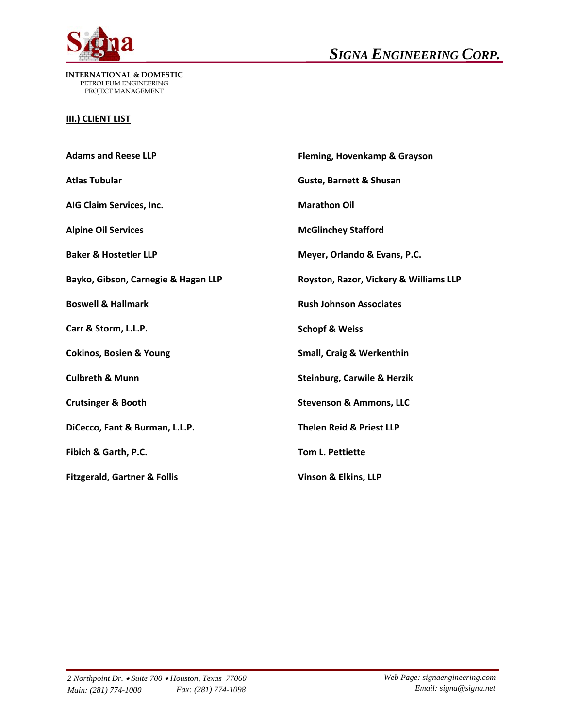INTERNATIONAL & DOMESTIC
PETROLEUM ENGINEERING
PROJECT MANAGEMENT

## III.) CLIENT LIST

**Adams and Reese LLP**

**Atlas Tubular**

**AIG Claim Services, Inc.**

**Alpine Oil Services**

**Baker & Hostetler LLP**

**Bayko, Gibson, Carnegie & Hagan LLP**

**Boswell & Hallmark**

**Carr & Storm, L.L.P.**

**Cokinos, Bosien & Young**

**Culbreth & Munn**

**Crutsinger & Booth**

**DiCecco, Fant & Burman, L.L.P.**

**Fibich & Garth, P.C.**

**Fitzgerald, Gartner & Follis**

**Fleming, Hovenkamp & Grayson**

**Guste, Barnett & Shusan**

**Marathon Oil**

**McGlinchey Stafford**

**Meyer, Orlando & Evans, P.C.**

**Royston, Razor, Vickery & Williams LLP**

**Rush Johnson Associates**

**Schopf & Weiss**

**Small, Craig & Werkenthin**

**Steinburg, Carwile & Herzik**

**Stevenson & Ammons, LLC**

**Thelen Reid & Priest LLP**

**Tom L. Pettiette**

**Vinson & Elkins, LLP**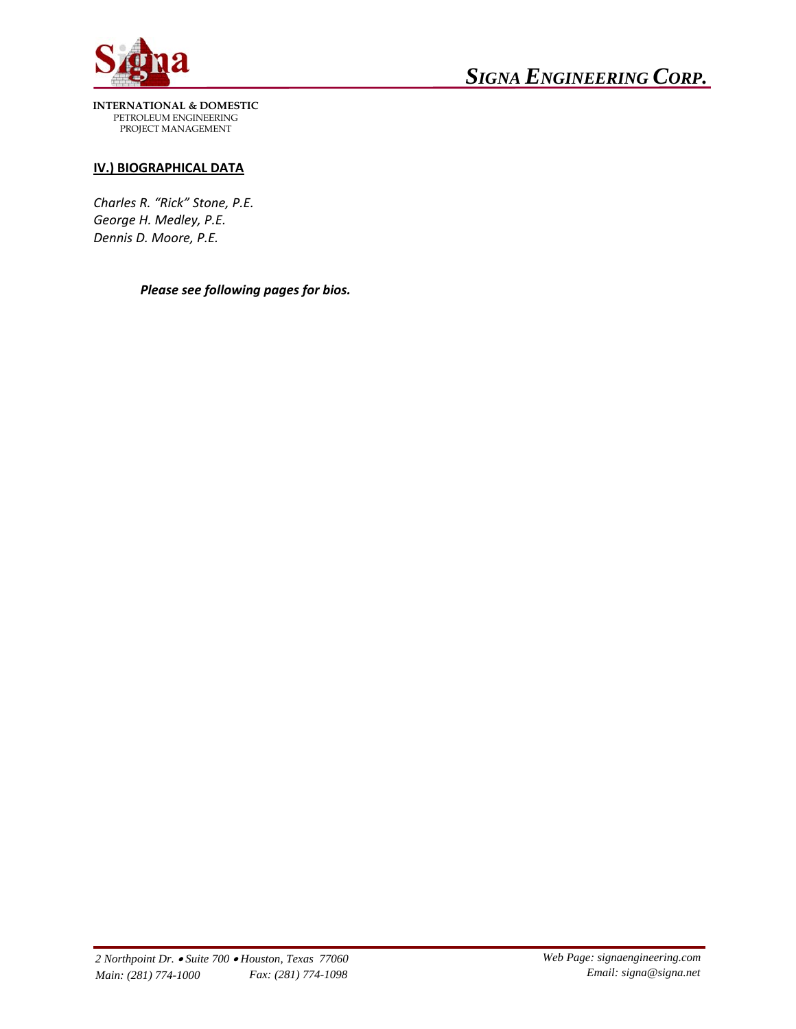**INTERNATIONAL & DOMESTIC**
PETROLEUM ENGINEERING
PROJECT MANAGEMENT

## IV.) BIOGRAPHICAL DATA

*Charles R. "Rick" Stone, P.E.*
*George H. Medley, P.E.*
*Dennis D. Moore, P.E.*

***Please see following pages for bios.***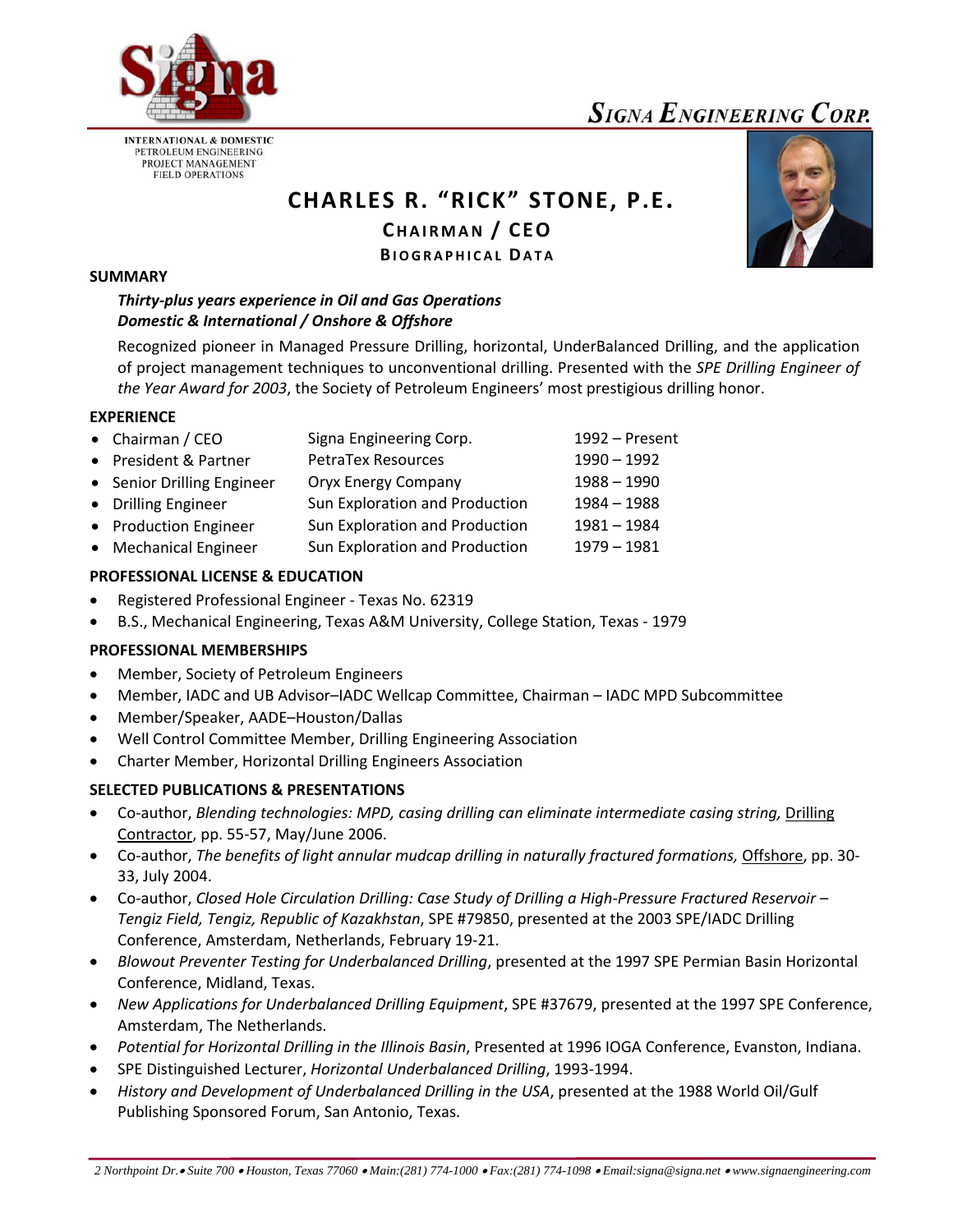INTERNATIONAL & DOMESTIC
PETROLEUM ENGINEERING
PROJECT MANAGEMENT
FIELD OPERATIONS

**SIGNA ENGINEERING CORP.**

# CHARLES R. "RICK" STONE, P.E.

## CHAIRMAN / CEO

### BIOGRAPHICAL DATA

**SUMMARY**

***Thirty-plus years experience in Oil and Gas Operations***
***Domestic & International / Onshore & Offshore***

Recognized pioneer in Managed Pressure Drilling, horizontal, UnderBalanced Drilling, and the application of project management techniques to unconventional drilling. Presented with the *SPE Drilling Engineer of the Year Award for 2003*, the Society of Petroleum Engineers' most prestigious drilling honor.

**EXPERIENCE**

| | | |
|---|---|---|
| • Chairman / CEO | Signa Engineering Corp. | 1992 – Present |
| • President & Partner | PetraTex Resources | 1990 – 1992 |
| • Senior Drilling Engineer | Oryx Energy Company | 1988 – 1990 |
| • Drilling Engineer | Sun Exploration and Production | 1984 – 1988 |
| • Production Engineer | Sun Exploration and Production | 1981 – 1984 |
| • Mechanical Engineer | Sun Exploration and Production | 1979 – 1981 |

**PROFESSIONAL LICENSE & EDUCATION**

- Registered Professional Engineer - Texas No. 62319
- B.S., Mechanical Engineering, Texas A&M University, College Station, Texas - 1979

**PROFESSIONAL MEMBERSHIPS**

- Member, Society of Petroleum Engineers
- Member, IADC and UB Advisor–IADC Wellcap Committee, Chairman – IADC MPD Subcommittee
- Member/Speaker, AADE–Houston/Dallas
- Well Control Committee Member, Drilling Engineering Association
- Charter Member, Horizontal Drilling Engineers Association

**SELECTED PUBLICATIONS & PRESENTATIONS**

- Co-author, *Blending technologies: MPD, casing drilling can eliminate intermediate casing string,* Drilling Contractor, pp. 55-57, May/June 2006.
- Co-author, *The benefits of light annular mudcap drilling in naturally fractured formations,* Offshore, pp. 30-33, July 2004.
- Co-author, *Closed Hole Circulation Drilling: Case Study of Drilling a High-Pressure Fractured Reservoir – Tengiz Field, Tengiz, Republic of Kazakhstan*, SPE #79850, presented at the 2003 SPE/IADC Drilling Conference, Amsterdam, Netherlands, February 19-21.
- *Blowout Preventer Testing for Underbalanced Drilling*, presented at the 1997 SPE Permian Basin Horizontal Conference, Midland, Texas.
- *New Applications for Underbalanced Drilling Equipment*, SPE #37679, presented at the 1997 SPE Conference, Amsterdam, The Netherlands.
- *Potential for Horizontal Drilling in the Illinois Basin*, Presented at 1996 IOGA Conference, Evanston, Indiana.
- SPE Distinguished Lecturer, *Horizontal Underbalanced Drilling*, 1993-1994.
- *History and Development of Underbalanced Drilling in the USA*, presented at the 1988 World Oil/Gulf Publishing Sponsored Forum, San Antonio, Texas.

*2 Northpoint Dr. • Suite 700 • Houston, Texas 77060 • Main:(281) 774-1000 • Fax:(281) 774-1098 • Email:signa@signa.net • www.signaengineering.com*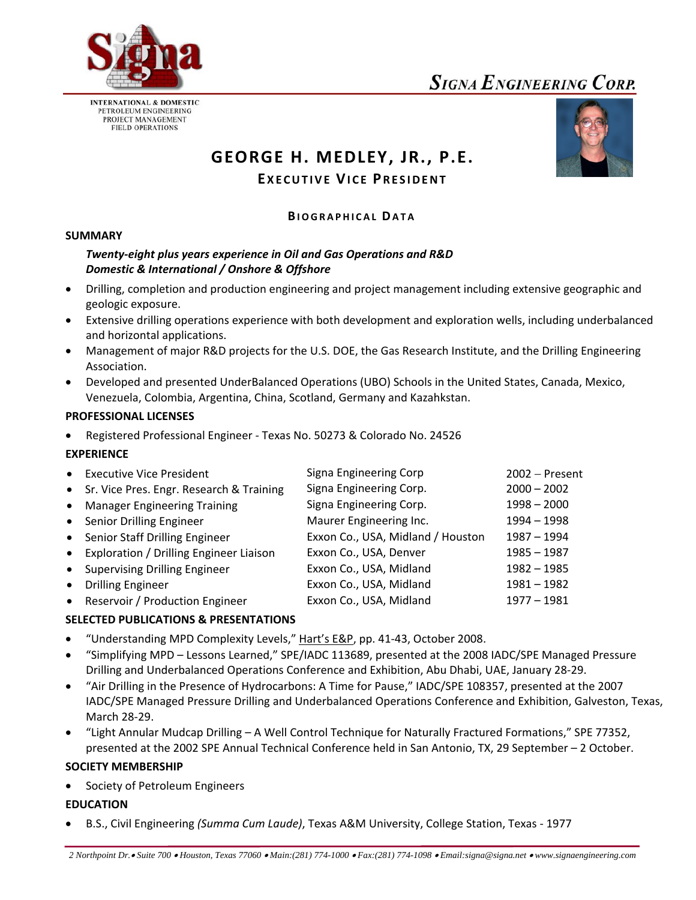**SIGNA ENGINEERING CORP.**

INTERNATIONAL & DOMESTIC
PETROLEUM ENGINEERING
PROJECT MANAGEMENT
FIELD OPERATIONS

# GEORGE H. MEDLEY, JR., P.E.

## EXECUTIVE VICE PRESIDENT

### BIOGRAPHICAL DATA

**SUMMARY**

***Twenty-eight plus years experience in Oil and Gas Operations and R&D***
***Domestic & International / Onshore & Offshore***

- Drilling, completion and production engineering and project management including extensive geographic and geologic exposure.
- Extensive drilling operations experience with both development and exploration wells, including underbalanced and horizontal applications.
- Management of major R&D projects for the U.S. DOE, the Gas Research Institute, and the Drilling Engineering Association.
- Developed and presented UnderBalanced Operations (UBO) Schools in the United States, Canada, Mexico, Venezuela, Colombia, Argentina, China, Scotland, Germany and Kazahkstan.

**PROFESSIONAL LICENSES**

- Registered Professional Engineer - Texas No. 50273 & Colorado No. 24526

**EXPERIENCE**

| | | |
|---|---|---|
| Executive Vice President | Signa Engineering Corp | 2002 – Present |
| Sr. Vice Pres. Engr. Research & Training | Signa Engineering Corp. | 2000 – 2002 |
| Manager Engineering Training | Signa Engineering Corp. | 1998 – 2000 |
| Senior Drilling Engineer | Maurer Engineering Inc. | 1994 – 1998 |
| Senior Staff Drilling Engineer | Exxon Co., USA, Midland / Houston | 1987 – 1994 |
| Exploration / Drilling Engineer Liaison | Exxon Co., USA, Denver | 1985 – 1987 |
| Supervising Drilling Engineer | Exxon Co., USA, Midland | 1982 – 1985 |
| Drilling Engineer | Exxon Co., USA, Midland | 1981 – 1982 |
| Reservoir / Production Engineer | Exxon Co., USA, Midland | 1977 – 1981 |

**SELECTED PUBLICATIONS & PRESENTATIONS**

- "Understanding MPD Complexity Levels," Hart's E&P, pp. 41-43, October 2008.
- "Simplifying MPD – Lessons Learned," SPE/IADC 113689, presented at the 2008 IADC/SPE Managed Pressure Drilling and Underbalanced Operations Conference and Exhibition, Abu Dhabi, UAE, January 28-29.
- "Air Drilling in the Presence of Hydrocarbons: A Time for Pause," IADC/SPE 108357, presented at the 2007 IADC/SPE Managed Pressure Drilling and Underbalanced Operations Conference and Exhibition, Galveston, Texas, March 28-29.
- "Light Annular Mudcap Drilling – A Well Control Technique for Naturally Fractured Formations," SPE 77352, presented at the 2002 SPE Annual Technical Conference held in San Antonio, TX, 29 September – 2 October.

**SOCIETY MEMBERSHIP**

- Society of Petroleum Engineers

**EDUCATION**

- B.S., Civil Engineering *(Summa Cum Laude)*, Texas A&M University, College Station, Texas - 1977

*2 Northpoint Dr. • Suite 700 • Houston, Texas 77060 • Main:(281) 774-1000 • Fax:(281) 774-1098 • Email:signa@signa.net • www.signaengineering.com*